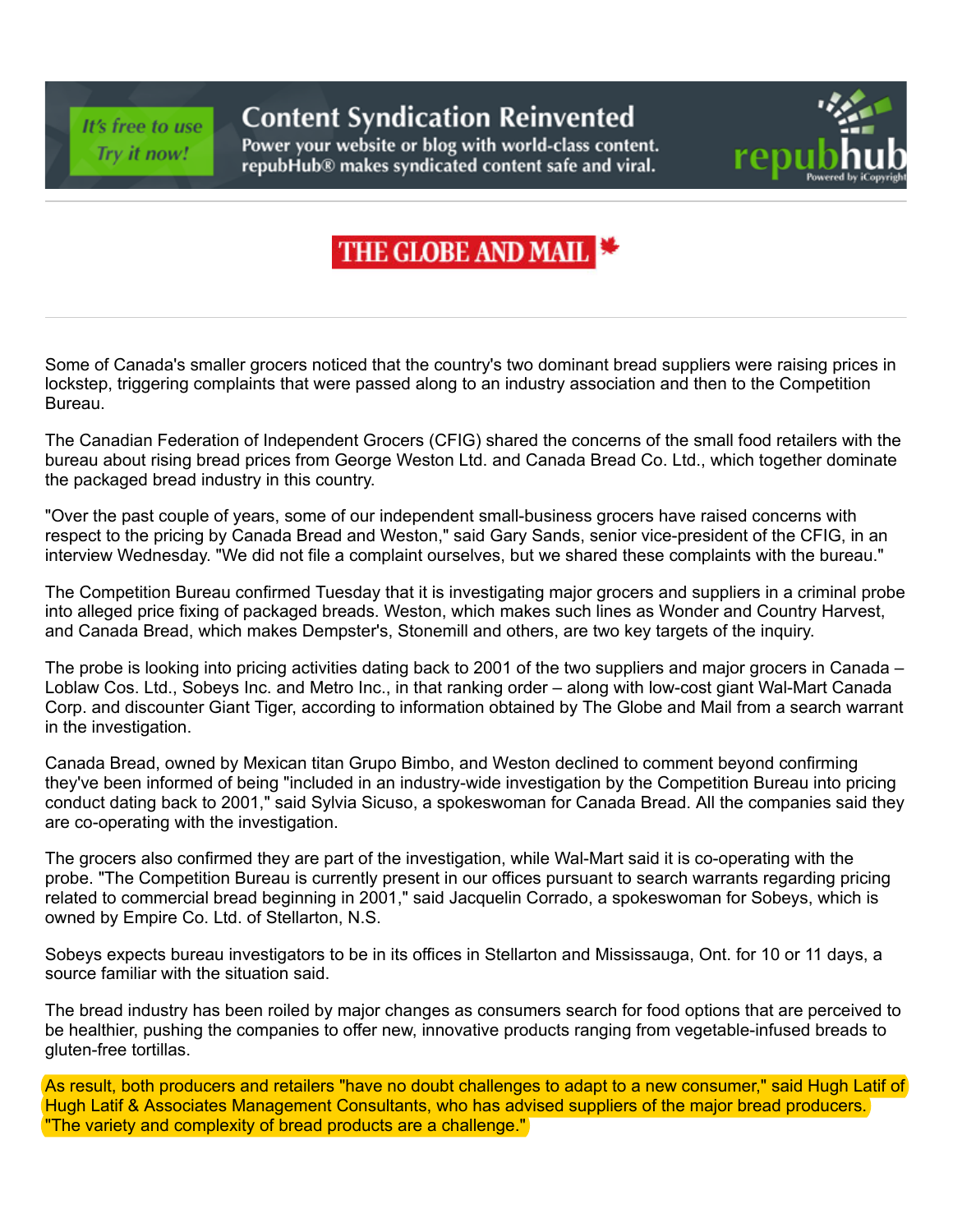Some of Canada's smaller grocers noticed that the country's two dominant bread suppliers were raising prices in lockstep, triggering complaints that were passed along to an industry association and then to the Competition Bureau.

The Canadian Federation of Independent Grocers (CFIG) shared the concerns of the small food retailers with the bureau about rising bread prices from George Weston Ltd. and Canada Bread Co. Ltd., which together dominate the packaged bread industry in this country.

"Over the past couple of years, some of our independent small-business grocers have raised concerns with respect to the pricing by Canada Bread and Weston," said Gary Sands, senior vice-president of the CFIG, in an interview Wednesday. "We did not file a complaint ourselves, but we shared these complaints with the bureau."

The Competition Bureau confirmed Tuesday that it is investigating major grocers and suppliers in a criminal probe into alleged price fixing of packaged breads. Weston, which makes such lines as Wonder and Country Harvest, and Canada Bread, which makes Dempster's, Stonemill and others, are two key targets of the inquiry.

The probe is looking into pricing activities dating back to 2001 of the two suppliers and major grocers in Canada – Loblaw Cos. Ltd., Sobeys Inc. and Metro Inc., in that ranking order – along with low-cost giant Wal-Mart Canada Corp. and discounter Giant Tiger, according to information obtained by The Globe and Mail from a search warrant in the investigation.

Canada Bread, owned by Mexican titan Grupo Bimbo, and Weston declined to comment beyond confirming they've been informed of being "included in an industry-wide investigation by the Competition Bureau into pricing conduct dating back to 2001," said Sylvia Sicuso, a spokeswoman for Canada Bread. All the companies said they are co-operating with the investigation.

The grocers also confirmed they are part of the investigation, while Wal-Mart said it is co-operating with the probe. "The Competition Bureau is currently present in our offices pursuant to search warrants regarding pricing related to commercial bread beginning in 2001," said Jacquelin Corrado, a spokeswoman for Sobeys, which is owned by Empire Co. Ltd. of Stellarton, N.S.

Sobeys expects bureau investigators to be in its offices in Stellarton and Mississauga, Ont. for 10 or 11 days, a source familiar with the situation said.

The bread industry has been roiled by major changes as consumers search for food options that are perceived to be healthier, pushing the companies to offer new, innovative products ranging from vegetable-infused breads to gluten-free tortillas.

As result, both producers and retailers "have no doubt challenges to adapt to a new consumer," said Hugh Latif of Hugh Latif & Associates Management Consultants, who has advised suppliers of the major bread producers. "The variety and complexity of bread products are a challenge."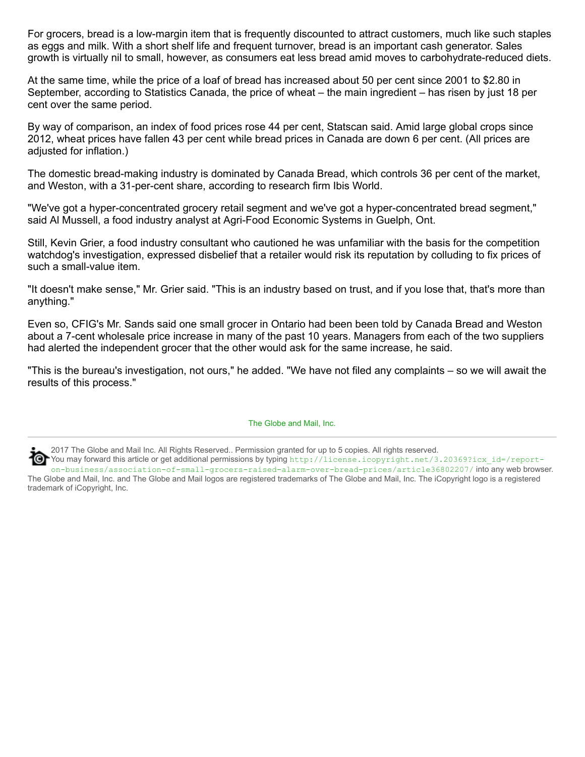For grocers, bread is a low-margin item that is frequently discounted to attract customers, much like such staples as eggs and milk. With a short shelf life and frequent turnover, bread is an important cash generator. Sales growth is virtually nil to small, however, as consumers eat less bread amid moves to carbohydrate-reduced diets.

At the same time, while the price of a loaf of bread has increased about 50 per cent since 2001 to $2.80 in September, according to Statistics Canada, the price of wheat – the main ingredient – has risen by just 18 per cent over the same period.

By way of comparison, an index of food prices rose 44 per cent, Statscan said. Amid large global crops since 2012, wheat prices have fallen 43 per cent while bread prices in Canada are down 6 per cent. (All prices are adjusted for inflation.)

The domestic bread-making industry is dominated by Canada Bread, which controls 36 per cent of the market, and Weston, with a 31-per-cent share, according to research firm Ibis World.

"We've got a hyper-concentrated grocery retail segment and we've got a hyper-concentrated bread segment," said Al Mussell, a food industry analyst at Agri-Food Economic Systems in Guelph, Ont.

Still, Kevin Grier, a food industry consultant who cautioned he was unfamiliar with the basis for the competition watchdog's investigation, expressed disbelief that a retailer would risk its reputation by colluding to fix prices of such a small-value item.

"It doesn't make sense," Mr. Grier said. "This is an industry based on trust, and if you lose that, that's more than anything."

Even so, CFIG's Mr. Sands said one small grocer in Ontario had been been told by Canada Bread and Weston about a 7-cent wholesale price increase in many of the past 10 years. Managers from each of the two suppliers had alerted the independent grocer that the other would ask for the same increase, he said.

"This is the bureau's investigation, not ours," he added. "We have not filed any complaints – so we will await the results of this process."

The Globe and Mail, Inc.

---

2017 The Globe and Mail Inc. All Rights Reserved.. Permission granted for up to 5 copies. All rights reserved.
You may forward this article or get additional permissions by typing http://license.icopyright.net/3.20369?icx_id=/report-on-business/association-of-small-grocers-raised-alarm-over-bread-prices/article36802207/ into any web browser. The Globe and Mail, Inc. and The Globe and Mail logos are registered trademarks of The Globe and Mail, Inc. The iCopyright logo is a registered trademark of iCopyright, Inc.